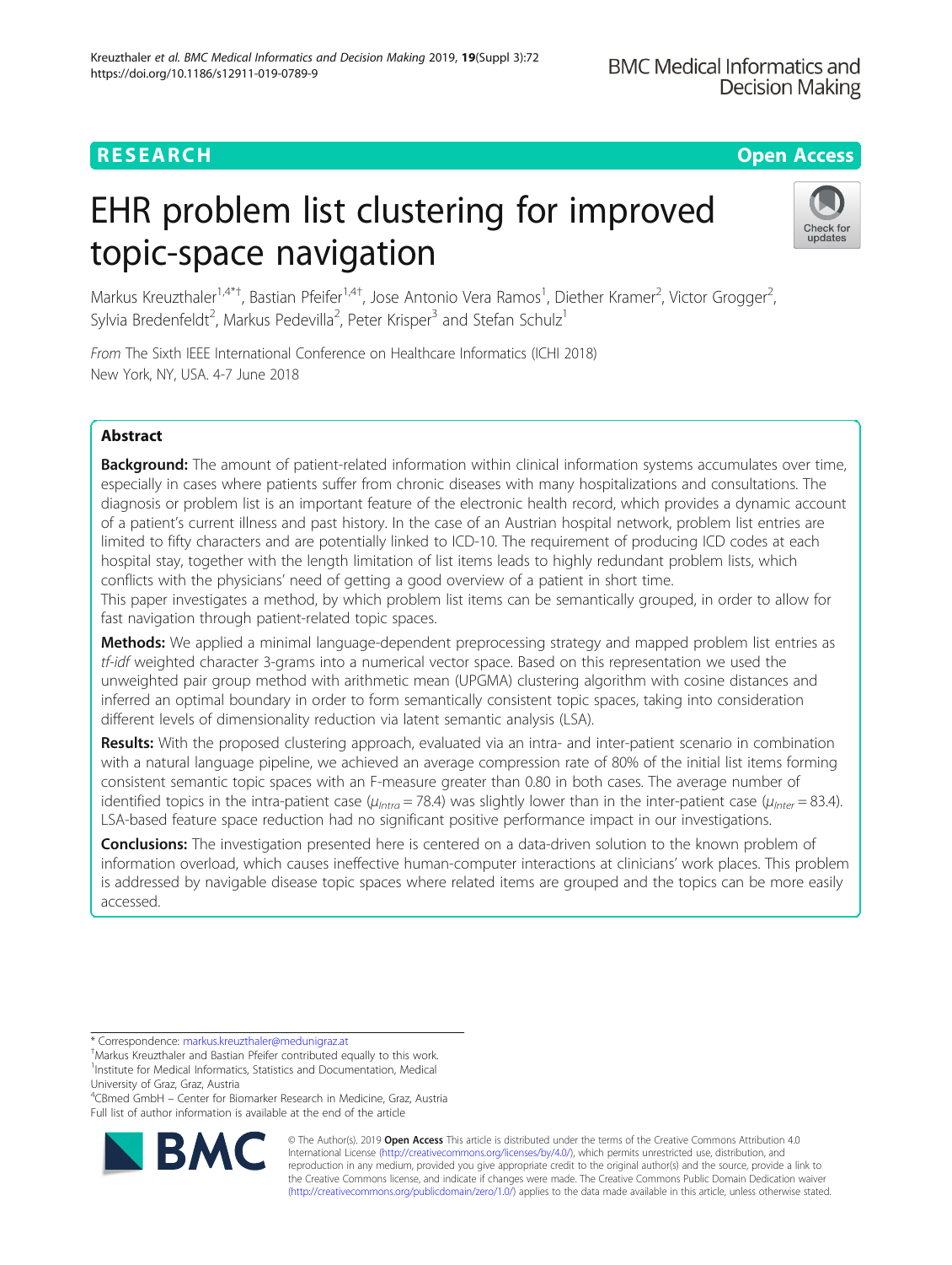RESEARCH

Open Access

# EHR problem list clustering for improved topic-space navigation

Markus Kreuzthaler[1,4*†], Bastian Pfeifer[1,4†], Jose Antonio Vera Ramos[1], Diether Kramer[2], Victor Grogger[2], Sylvia Bredenfeldt[2], Markus Pedevilla[2], Peter Krisper[3] and Stefan Schulz[1]

*From* The Sixth IEEE International Conference on Healthcare Informatics (ICHI 2018)
New York, NY, USA. 4-7 June 2018

## Abstract

**Background:** The amount of patient-related information within clinical information systems accumulates over time, especially in cases where patients suffer from chronic diseases with many hospitalizations and consultations. The diagnosis or problem list is an important feature of the electronic health record, which provides a dynamic account of a patient's current illness and past history. In the case of an Austrian hospital network, problem list entries are limited to fifty characters and are potentially linked to ICD-10. The requirement of producing ICD codes at each hospital stay, together with the length limitation of list items leads to highly redundant problem lists, which conflicts with the physicians' need of getting a good overview of a patient in short time.

This paper investigates a method, by which problem list items can be semantically grouped, in order to allow for fast navigation through patient-related topic spaces.

**Methods:** We applied a minimal language-dependent preprocessing strategy and mapped problem list entries as *tf-idf* weighted character 3-grams into a numerical vector space. Based on this representation we used the unweighted pair group method with arithmetic mean (UPGMA) clustering algorithm with cosine distances and inferred an optimal boundary in order to form semantically consistent topic spaces, taking into consideration different levels of dimensionality reduction via latent semantic analysis (LSA).

**Results:** With the proposed clustering approach, evaluated via an intra- and inter-patient scenario in combination with a natural language pipeline, we achieved an average compression rate of 80% of the initial list items forming consistent semantic topic spaces with an F-measure greater than 0.80 in both cases. The average number of identified topics in the intra-patient case ($\mu_{Intra} = 78.4$) was slightly lower than in the inter-patient case ($\mu_{Inter} = 83.4$). LSA-based feature space reduction had no significant positive performance impact in our investigations.

**Conclusions:** The investigation presented here is centered on a data-driven solution to the known problem of information overload, which causes ineffective human-computer interactions at clinicians' work places. This problem is addressed by navigable disease topic spaces where related items are grouped and the topics can be more easily accessed.

\* Correspondence: markus.kreuzthaler@medunigraz.at
†Markus Kreuzthaler and Bastian Pfeifer contributed equally to this work.
[1]Institute for Medical Informatics, Statistics and Documentation, Medical University of Graz, Graz, Austria
[4]CBmed GmbH – Center for Biomarker Research in Medicine, Graz, Austria
Full list of author information is available at the end of the article

© The Author(s). 2019 **Open Access** This article is distributed under the terms of the Creative Commons Attribution 4.0 International License (http://creativecommons.org/licenses/by/4.0/), which permits unrestricted use, distribution, and reproduction in any medium, provided you give appropriate credit to the original author(s) and the source, provide a link to the Creative Commons license, and indicate if changes were made. The Creative Commons Public Domain Dedication waiver (http://creativecommons.org/publicdomain/zero/1.0/) applies to the data made available in this article, unless otherwise stated.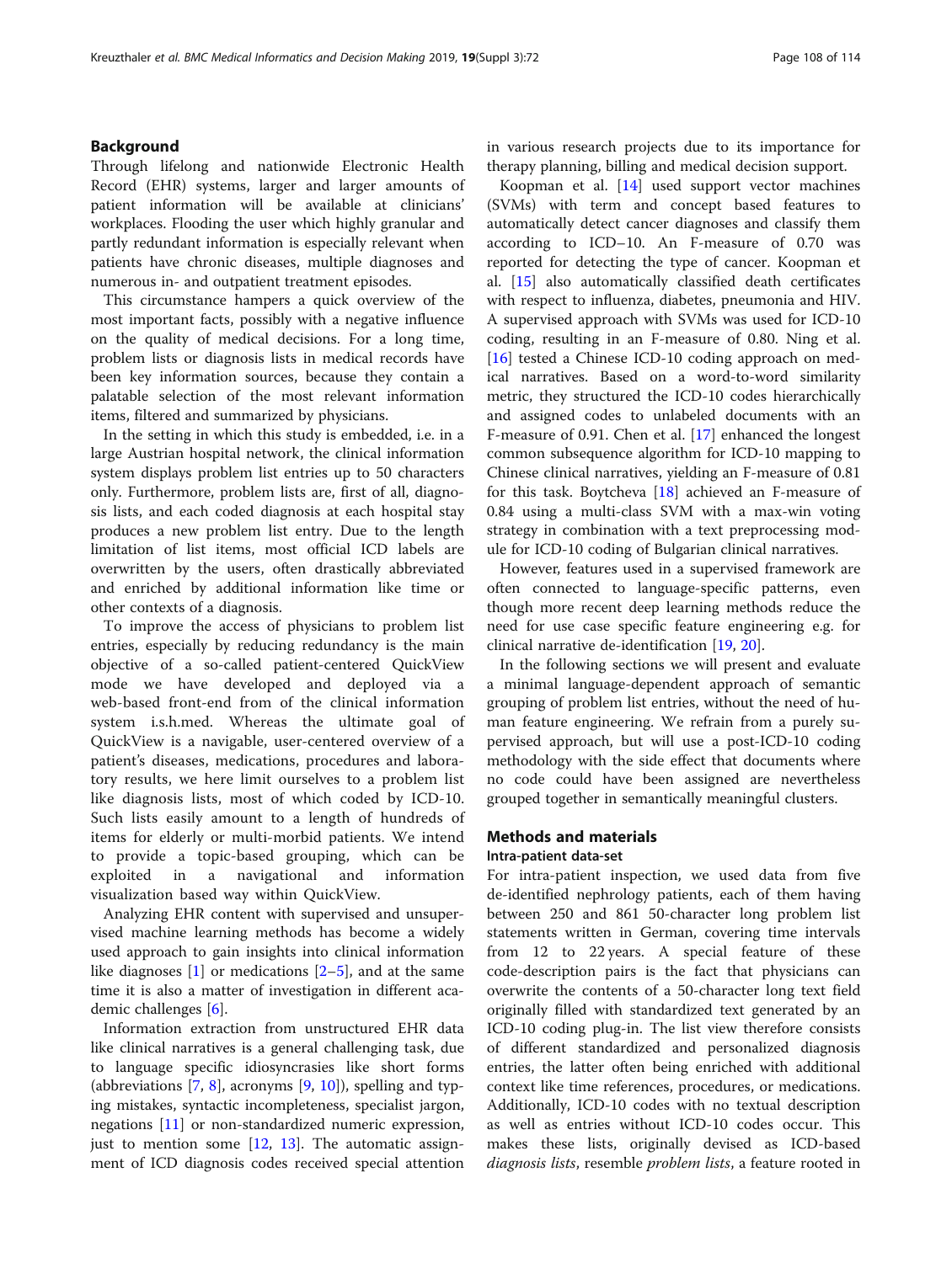## Background

Through lifelong and nationwide Electronic Health Record (EHR) systems, larger and larger amounts of patient information will be available at clinicians' workplaces. Flooding the user which highly granular and partly redundant information is especially relevant when patients have chronic diseases, multiple diagnoses and numerous in- and outpatient treatment episodes.

This circumstance hampers a quick overview of the most important facts, possibly with a negative influence on the quality of medical decisions. For a long time, problem lists or diagnosis lists in medical records have been key information sources, because they contain a palatable selection of the most relevant information items, filtered and summarized by physicians.

In the setting in which this study is embedded, i.e. in a large Austrian hospital network, the clinical information system displays problem list entries up to 50 characters only. Furthermore, problem lists are, first of all, diagnosis lists, and each coded diagnosis at each hospital stay produces a new problem list entry. Due to the length limitation of list items, most official ICD labels are overwritten by the users, often drastically abbreviated and enriched by additional information like time or other contexts of a diagnosis.

To improve the access of physicians to problem list entries, especially by reducing redundancy is the main objective of a so-called patient-centered QuickView mode we have developed and deployed via a web-based front-end from of the clinical information system i.s.h.med. Whereas the ultimate goal of QuickView is a navigable, user-centered overview of a patient's diseases, medications, procedures and laboratory results, we here limit ourselves to a problem list like diagnosis lists, most of which coded by ICD-10. Such lists easily amount to a length of hundreds of items for elderly or multi-morbid patients. We intend to provide a topic-based grouping, which can be exploited in a navigational and information visualization based way within QuickView.

Analyzing EHR content with supervised and unsupervised machine learning methods has become a widely used approach to gain insights into clinical information like diagnoses [1] or medications [2–5], and at the same time it is also a matter of investigation in different academic challenges [6].

Information extraction from unstructured EHR data like clinical narratives is a general challenging task, due to language specific idiosyncrasies like short forms (abbreviations [7, 8], acronyms [9, 10]), spelling and typing mistakes, syntactic incompleteness, specialist jargon, negations [11] or non-standardized numeric expression, just to mention some [12, 13]. The automatic assignment of ICD diagnosis codes received special attention in various research projects due to its importance for therapy planning, billing and medical decision support.

Koopman et al. [14] used support vector machines (SVMs) with term and concept based features to automatically detect cancer diagnoses and classify them according to ICD–10. An F-measure of 0.70 was reported for detecting the type of cancer. Koopman et al. [15] also automatically classified death certificates with respect to influenza, diabetes, pneumonia and HIV. A supervised approach with SVMs was used for ICD-10 coding, resulting in an F-measure of 0.80. Ning et al. [16] tested a Chinese ICD-10 coding approach on medical narratives. Based on a word-to-word similarity metric, they structured the ICD-10 codes hierarchically and assigned codes to unlabeled documents with an F-measure of 0.91. Chen et al. [17] enhanced the longest common subsequence algorithm for ICD-10 mapping to Chinese clinical narratives, yielding an F-measure of 0.81 for this task. Boytcheva [18] achieved an F-measure of 0.84 using a multi-class SVM with a max-win voting strategy in combination with a text preprocessing module for ICD-10 coding of Bulgarian clinical narratives.

However, features used in a supervised framework are often connected to language-specific patterns, even though more recent deep learning methods reduce the need for use case specific feature engineering e.g. for clinical narrative de-identification [19, 20].

In the following sections we will present and evaluate a minimal language-dependent approach of semantic grouping of problem list entries, without the need of human feature engineering. We refrain from a purely supervised approach, but will use a post-ICD-10 coding methodology with the side effect that documents where no code could have been assigned are nevertheless grouped together in semantically meaningful clusters.

## Methods and materials

### Intra-patient data-set

For intra-patient inspection, we used data from five de-identified nephrology patients, each of them having between 250 and 861 50-character long problem list statements written in German, covering time intervals from 12 to 22 years. A special feature of these code-description pairs is the fact that physicians can overwrite the contents of a 50-character long text field originally filled with standardized text generated by an ICD-10 coding plug-in. The list view therefore consists of different standardized and personalized diagnosis entries, the latter often being enriched with additional context like time references, procedures, or medications. Additionally, ICD-10 codes with no textual description as well as entries without ICD-10 codes occur. This makes these lists, originally devised as ICD-based *diagnosis lists*, resemble *problem lists*, a feature rooted in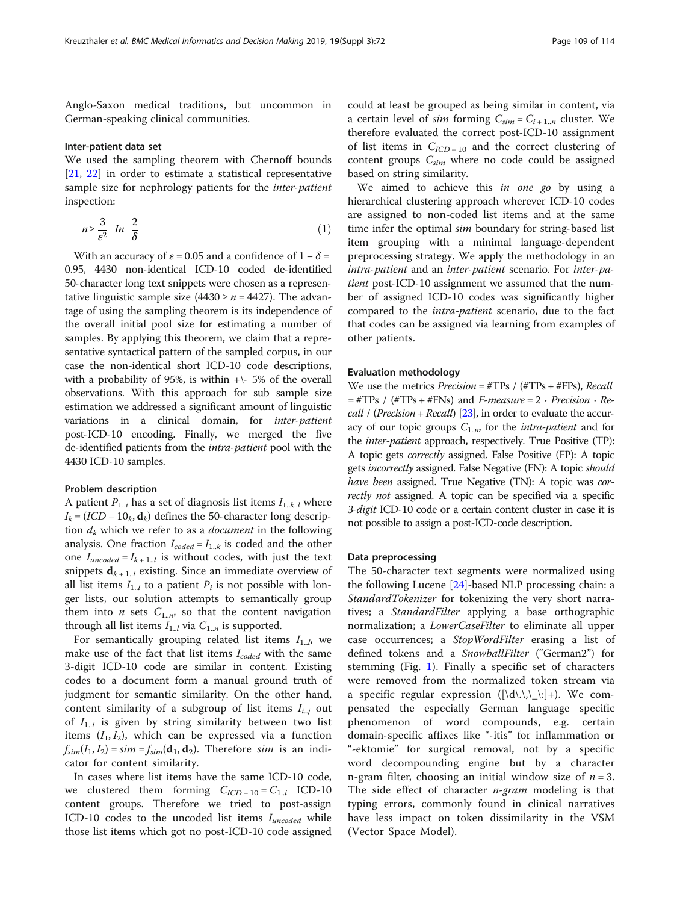Anglo-Saxon medical traditions, but uncommon in German-speaking clinical communities.

### Inter-patient data set

We used the sampling theorem with Chernoff bounds [21, 22] in order to estimate a statistical representative sample size for nephrology patients for the *inter-patient* inspection:

$$n \geq \frac{3}{\varepsilon^2} \;\; ln \;\; \frac{2}{\delta} \tag{1}$$

With an accuracy of $\varepsilon = 0.05$ and a confidence of $1 - \delta = 0.95$, 4430 non-identical ICD-10 coded de-identified 50-character long text snippets were chosen as a representative linguistic sample size ($4430 \geq n = 4427$). The advantage of using the sampling theorem is its independence of the overall initial pool size for estimating a number of samples. By applying this theorem, we claim that a representative syntactical pattern of the sampled corpus, in our case the non-identical short ICD-10 code descriptions, with a probability of 95%, is within +\- 5% of the overall observations. With this approach for sub sample size estimation we addressed a significant amount of linguistic variations in a clinical domain, for *inter-patient* post-ICD-10 encoding. Finally, we merged the five de-identified patients from the *intra-patient* pool with the 4430 ICD-10 samples.

### Problem description

A patient $P_{1..i}$ has a set of diagnosis list items $I_{1..k..l}$ where $I_k = (ICD-10_k, \mathbf{d}_k)$ defines the 50-character long description $d_k$ which we refer to as a *document* in the following analysis. One fraction $I_{coded} = I_{1..k}$ is coded and the other one $I_{uncoded} = I_{k+1..l}$ is without codes, with just the text snippets $\mathbf{d}_{k+1..l}$ existing. Since an immediate overview of all list items $I_{1..l}$ to a patient $P_i$ is not possible with longer lists, our solution attempts to semantically group them into $n$ sets $C_{1..n}$, so that the content navigation through all list items $I_{1..l}$ via $C_{1..n}$ is supported.

For semantically grouping related list items $I_{1..l}$, we make use of the fact that list items $I_{coded}$ with the same 3-digit ICD-10 code are similar in content. Existing codes to a document form a manual ground truth of judgment for semantic similarity. On the other hand, content similarity of a subgroup of list items $I_{i..j}$ out of $I_{1..l}$ is given by string similarity between two list items $(I_1, I_2)$, which can be expressed via a function $f_{sim}(I_1, I_2) = sim = f_{sim}(\mathbf{d}_1, \mathbf{d}_2)$. Therefore $sim$ is an indicator for content similarity.

In cases where list items have the same ICD-10 code, we clustered them forming $C_{ICD-10} = C_{1..i}$ ICD-10 content groups. Therefore we tried to post-assign ICD-10 codes to the uncoded list items $I_{uncoded}$ while those list items which got no post-ICD-10 code assigned could at least be grouped as being similar in content, via a certain level of $sim$ forming $C_{sim} = C_{i+1..n}$ cluster. We therefore evaluated the correct post-ICD-10 assignment of list items in $C_{ICD-10}$ and the correct clustering of content groups $C_{sim}$ where no code could be assigned based on string similarity.

We aimed to achieve this *in one go* by using a hierarchical clustering approach wherever ICD-10 codes are assigned to non-coded list items and at the same time infer the optimal $sim$ boundary for string-based list item grouping with a minimal language-dependent preprocessing strategy. We apply the methodology in an *intra-patient* and an *inter-patient* scenario. For *inter-patient* post-ICD-10 assignment we assumed that the number of assigned ICD-10 codes was significantly higher compared to the *intra-patient* scenario, due to the fact that codes can be assigned via learning from examples of other patients.

### Evaluation methodology

We use the metrics *Precision* = #TPs / (#TPs + #FPs), *Recall* = #TPs / (#TPs + #FNs) and *F-measure* = 2 · *Precision* · *Recall* / (*Precision* + *Recall*) [23], in order to evaluate the accuracy of our topic groups $C_{1..n}$, for the *intra-patient* and for the *inter-patient* approach, respectively. True Positive (TP): A topic gets *correctly* assigned. False Positive (FP): A topic gets *incorrectly* assigned. False Negative (FN): A topic *should have been* assigned. True Negative (TN): A topic was *correctly not* assigned. A topic can be specified via a specific *3-digit* ICD-10 code or a certain content cluster in case it is not possible to assign a post-ICD-code description.

### Data preprocessing

The 50-character text segments were normalized using the following Lucene [24]-based NLP processing chain: a *StandardTokenizer* for tokenizing the very short narratives; a *StandardFilter* applying a base orthographic normalization; a *LowerCaseFilter* to eliminate all upper case occurrences; a *StopWordFilter* erasing a list of defined tokens and a *SnowballFilter* ("German2") for stemming (Fig. 1). Finally a specific set of characters were removed from the normalized token stream via a specific regular expression ([\d\.\,\_\:]+). We compensated the especially German language specific phenomenon of word compounds, e.g. certain domain-specific affixes like "-itis" for inflammation or "-ektomie" for surgical removal, not by a specific word decompounding engine but by a character n-gram filter, choosing an initial window size of $n = 3$. The side effect of character *n-gram* modeling is that typing errors, commonly found in clinical narratives have less impact on token dissimilarity in the VSM (Vector Space Model).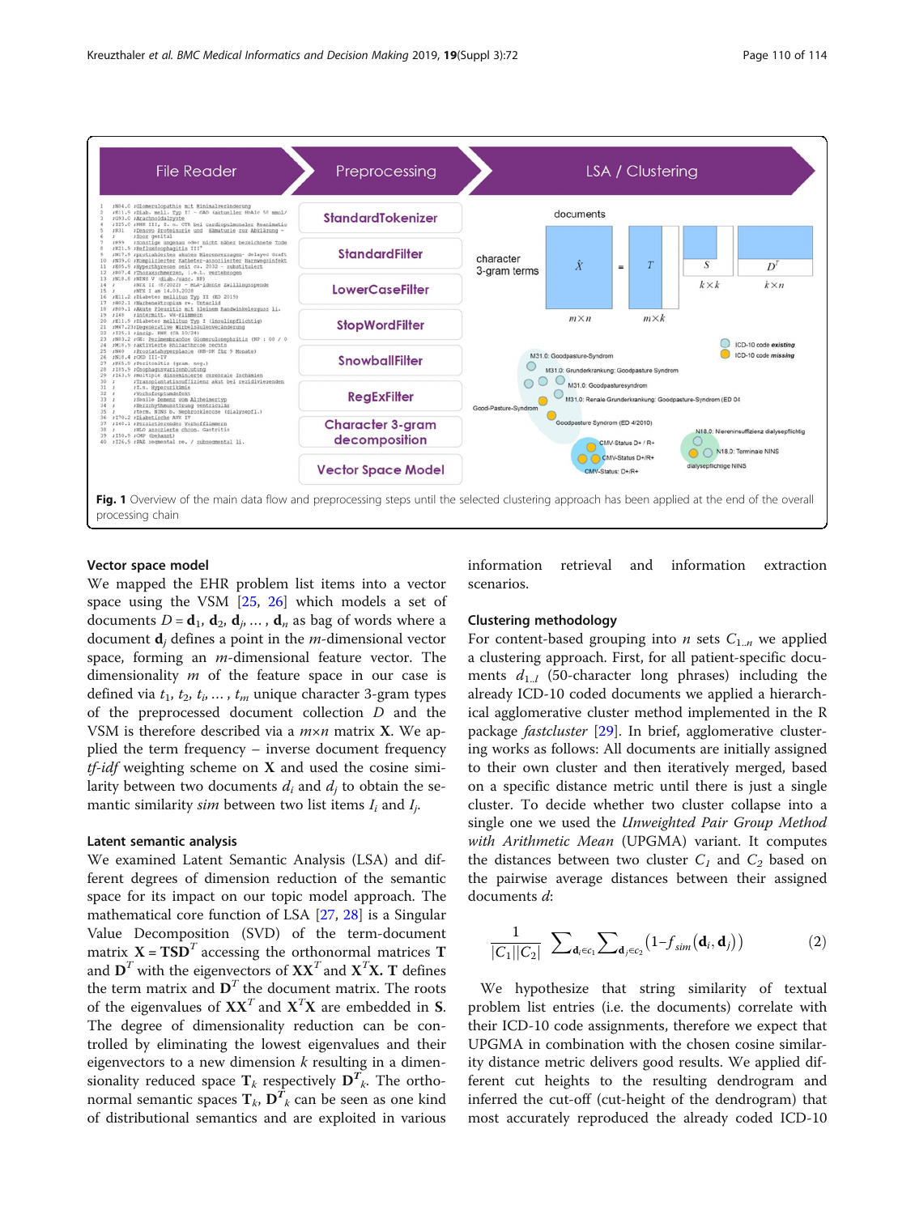**Fig. 1** Overview of the main data flow and preprocessing steps until the selected clustering approach has been applied at the end of the overall processing chain

### Vector space model

We mapped the EHR problem list items into a vector space using the VSM [25, 26] which models a set of documents $D = \mathbf{d}_1, \mathbf{d}_2, \mathbf{d}_j, \ldots, \mathbf{d}_n$ as bag of words where a document $\mathbf{d}_j$ defines a point in the $m$-dimensional vector space, forming an $m$-dimensional feature vector. The dimensionality $m$ of the feature space in our case is defined via $t_1, t_2, t_i, \ldots, t_m$ unique character 3-gram types of the preprocessed document collection $D$ and the VSM is therefore described via a $m \times n$ matrix $\mathbf{X}$. We applied the term frequency – inverse document frequency *tf-idf* weighting scheme on $\mathbf{X}$ and used the cosine similarity between two documents $d_i$ and $d_j$ to obtain the semantic similarity *sim* between two list items $I_i$ and $I_j$.

### Latent semantic analysis

We examined Latent Semantic Analysis (LSA) and different degrees of dimension reduction of the semantic space for its impact on our topic model approach. The mathematical core function of LSA [27, 28] is a Singular Value Decomposition (SVD) of the term-document matrix $\mathbf{X} = \mathbf{TSD}^T$ accessing the orthonormal matrices $\mathbf{T}$ and $\mathbf{D}^T$ with the eigenvectors of $\mathbf{XX}^T$ and $\mathbf{X}^T\mathbf{X}$. $\mathbf{T}$ defines the term matrix and $\mathbf{D}^T$ the document matrix. The roots of the eigenvalues of $\mathbf{XX}^T$ and $\mathbf{X}^T\mathbf{X}$ are embedded in $\mathbf{S}$. The degree of dimensionality reduction can be controlled by eliminating the lowest eigenvalues and their eigenvectors to a new dimension $k$ resulting in a dimensionality reduced space $\mathbf{T}_k$ respectively $\mathbf{D}^T_k$. The orthonormal semantic spaces $\mathbf{T}_k$, $\mathbf{D}^T_k$ can be seen as one kind of distributional semantics and are exploited in various information retrieval and information extraction scenarios.

### Clustering methodology

For content-based grouping into $n$ sets $C_{1..n}$ we applied a clustering approach. First, for all patient-specific documents $d_{1..l}$ (50-character long phrases) including the already ICD-10 coded documents we applied a hierarchical agglomerative cluster method implemented in the R package *fastcluster* [29]. In brief, agglomerative clustering works as follows: All documents are initially assigned to their own cluster and then iteratively merged, based on a specific distance metric until there is just a single cluster. To decide whether two cluster collapse into a single one we used the *Unweighted Pair Group Method with Arithmetic Mean* (UPGMA) variant. It computes the distances between two cluster $C_1$ and $C_2$ based on the pairwise average distances between their assigned documents $d$:

$$\frac{1}{|C_1||C_2|} \sum\nolimits_{\mathbf{d}_i \in c_1} \sum\nolimits_{\mathbf{d}_j \in c_2} \left(1 - f_{sim}(\mathbf{d}_i, \mathbf{d}_j)\right) \tag{2}$$

We hypothesize that string similarity of textual problem list entries (i.e. the documents) correlate with their ICD-10 code assignments, therefore we expect that UPGMA in combination with the chosen cosine similarity distance metric delivers good results. We applied different cut heights to the resulting dendrogram and inferred the cut-off (cut-height of the dendrogram) that most accurately reproduced the already coded ICD-10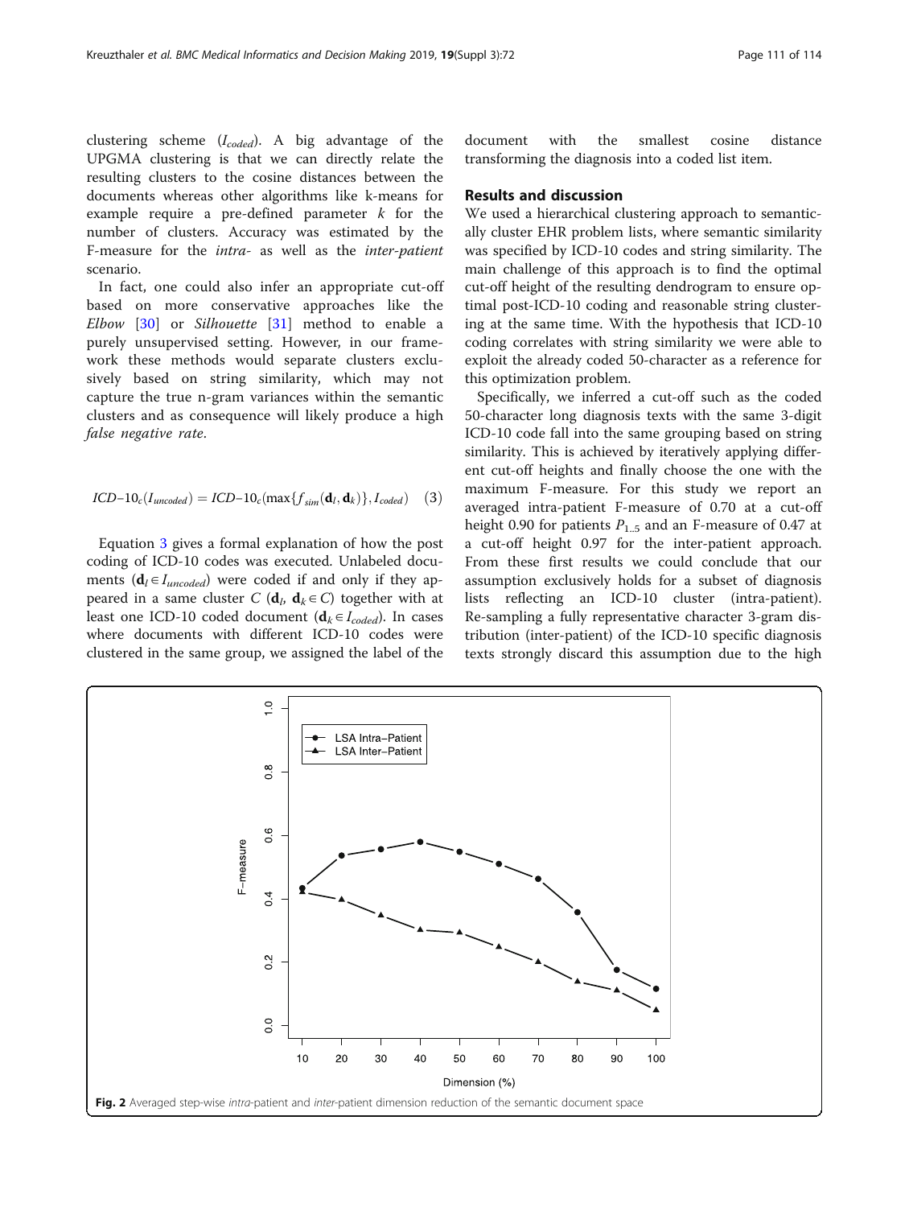clustering scheme ($I_{coded}$). A big advantage of the UPGMA clustering is that we can directly relate the resulting clusters to the cosine distances between the documents whereas other algorithms like k-means for example require a pre-defined parameter $k$ for the number of clusters. Accuracy was estimated by the F-measure for the *intra-* as well as the *inter-patient* scenario.

In fact, one could also infer an appropriate cut-off based on more conservative approaches like the *Elbow* [30] or *Silhouette* [31] method to enable a purely unsupervised setting. However, in our framework these methods would separate clusters exclusively based on string similarity, which may not capture the true n-gram variances within the semantic clusters and as consequence will likely produce a high *false negative rate*.

$$ICD\text{-}10_c(I_{uncoded}) = ICD\text{-}10_c(\max\{f_{sim}(\mathbf{d}_l, \mathbf{d}_k)\}, I_{coded}) \quad (3)$$

Equation 3 gives a formal explanation of how the post coding of ICD-10 codes was executed. Unlabeled documents ($\mathbf{d}_l \in I_{uncoded}$) were coded if and only if they appeared in a same cluster $C$ ($\mathbf{d}_l$, $\mathbf{d}_k \in C$) together with at least one ICD-10 coded document ($\mathbf{d}_k \in I_{coded}$). In cases where documents with different ICD-10 codes were clustered in the same group, we assigned the label of the document with the smallest cosine distance transforming the diagnosis into a coded list item.

## Results and discussion

We used a hierarchical clustering approach to semantically cluster EHR problem lists, where semantic similarity was specified by ICD-10 codes and string similarity. The main challenge of this approach is to find the optimal cut-off height of the resulting dendrogram to ensure optimal post-ICD-10 coding and reasonable string clustering at the same time. With the hypothesis that ICD-10 coding correlates with string similarity we were able to exploit the already coded 50-character as a reference for this optimization problem.

Specifically, we inferred a cut-off such as the coded 50-character long diagnosis texts with the same 3-digit ICD-10 code fall into the same grouping based on string similarity. This is achieved by iteratively applying different cut-off heights and finally choose the one with the maximum F-measure. For this study we report an averaged intra-patient F-measure of 0.70 at a cut-off height 0.90 for patients $P_{1..5}$ and an F-measure of 0.47 at a cut-off height 0.97 for the inter-patient approach. From these first results we could conclude that our assumption exclusively holds for a subset of diagnosis lists reflecting an ICD-10 cluster (intra-patient). Re-sampling a fully representative character 3-gram distribution (inter-patient) of the ICD-10 specific diagnosis texts strongly discard this assumption due to the high

**Fig. 2** Averaged step-wise *intra*-patient and *inter*-patient dimension reduction of the semantic document space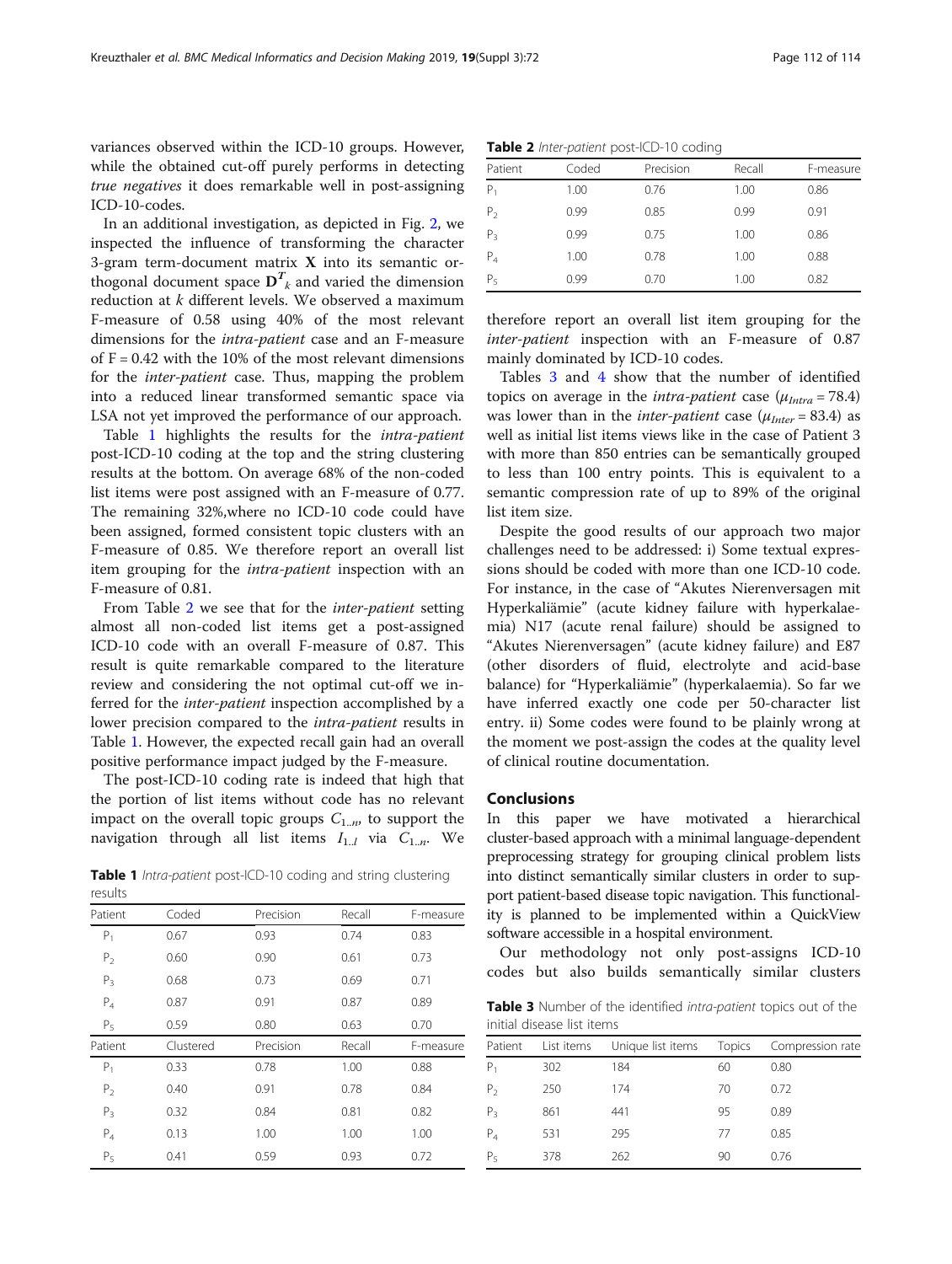variances observed within the ICD-10 groups. However, while the obtained cut-off purely performs in detecting *true negatives* it does remarkable well in post-assigning ICD-10-codes.

In an additional investigation, as depicted in Fig. 2, we inspected the influence of transforming the character 3-gram term-document matrix $\mathbf{X}$ into its semantic orthogonal document space $\mathbf{D}^T_k$ and varied the dimension reduction at $k$ different levels. We observed a maximum F-measure of 0.58 using 40% of the most relevant dimensions for the *intra-patient* case and an F-measure of F = 0.42 with the 10% of the most relevant dimensions for the *inter-patient* case. Thus, mapping the problem into a reduced linear transformed semantic space via LSA not yet improved the performance of our approach.

Table 1 highlights the results for the *intra-patient* post-ICD-10 coding at the top and the string clustering results at the bottom. On average 68% of the non-coded list items were post assigned with an F-measure of 0.77. The remaining 32%,where no ICD-10 code could have been assigned, formed consistent topic clusters with an F-measure of 0.85. We therefore report an overall list item grouping for the *intra-patient* inspection with an F-measure of 0.81.

From Table 2 we see that for the *inter-patient* setting almost all non-coded list items get a post-assigned ICD-10 code with an overall F-measure of 0.87. This result is quite remarkable compared to the literature review and considering the not optimal cut-off we inferred for the *inter-patient* inspection accomplished by a lower precision compared to the *intra-patient* results in Table 1. However, the expected recall gain had an overall positive performance impact judged by the F-measure.

The post-ICD-10 coding rate is indeed that high that the portion of list items without code has no relevant impact on the overall topic groups $C_{1..n}$, to support the navigation through all list items $I_{1..l}$ via $C_{1..n}$. We therefore report an overall list item grouping for the *inter-patient* inspection with an F-measure of 0.87 mainly dominated by ICD-10 codes.

**Table 1** *Intra-patient* post-ICD-10 coding and string clustering results

| Patient | Coded | Precision | Recall | F-measure |
|---|---|---|---|---|
| $P_1$ | 0.67 | 0.93 | 0.74 | 0.83 |
| $P_2$ | 0.60 | 0.90 | 0.61 | 0.73 |
| $P_3$ | 0.68 | 0.73 | 0.69 | 0.71 |
| $P_4$ | 0.87 | 0.91 | 0.87 | 0.89 |
| $P_5$ | 0.59 | 0.80 | 0.63 | 0.70 |
| **Patient** | **Clustered** | **Precision** | **Recall** | **F-measure** |
| $P_1$ | 0.33 | 0.78 | 1.00 | 0.88 |
| $P_2$ | 0.40 | 0.91 | 0.78 | 0.84 |
| $P_3$ | 0.32 | 0.84 | 0.81 | 0.82 |
| $P_4$ | 0.13 | 1.00 | 1.00 | 1.00 |
| $P_5$ | 0.41 | 0.59 | 0.93 | 0.72 |

**Table 2** *Inter-patient* post-ICD-10 coding

| Patient | Coded | Precision | Recall | F-measure |
|---|---|---|---|---|
| $P_1$ | 1.00 | 0.76 | 1.00 | 0.86 |
| $P_2$ | 0.99 | 0.85 | 0.99 | 0.91 |
| $P_3$ | 0.99 | 0.75 | 1.00 | 0.86 |
| $P_4$ | 1.00 | 0.78 | 1.00 | 0.88 |
| $P_5$ | 0.99 | 0.70 | 1.00 | 0.82 |

Tables 3 and 4 show that the number of identified topics on average in the *intra-patient* case ($\mu_{Intra} = 78.4$) was lower than in the *inter-patient* case ($\mu_{Inter} = 83.4$) as well as initial list items views like in the case of Patient 3 with more than 850 entries can be semantically grouped to less than 100 entry points. This is equivalent to a semantic compression rate of up to 89% of the original list item size.

Despite the good results of our approach two major challenges need to be addressed: i) Some textual expressions should be coded with more than one ICD-10 code. For instance, in the case of "Akutes Nierenversagen mit Hyperkaliämie" (acute kidney failure with hyperkalaemia) N17 (acute renal failure) should be assigned to "Akutes Nierenversagen" (acute kidney failure) and E87 (other disorders of fluid, electrolyte and acid-base balance) for "Hyperkaliämie" (hyperkalaemia). So far we have inferred exactly one code per 50-character list entry. ii) Some codes were found to be plainly wrong at the moment we post-assign the codes at the quality level of clinical routine documentation.

## Conclusions

In this paper we have motivated a hierarchical cluster-based approach with a minimal language-dependent preprocessing strategy for grouping clinical problem lists into distinct semantically similar clusters in order to support patient-based disease topic navigation. This functionality is planned to be implemented within a QuickView software accessible in a hospital environment.

Our methodology not only post-assigns ICD-10 codes but also builds semantically similar clusters

**Table 3** Number of the identified *intra-patient* topics out of the initial disease list items

| Patient | List items | Unique list items | Topics | Compression rate |
|---|---|---|---|---|
| $P_1$ | 302 | 184 | 60 | 0.80 |
| $P_2$ | 250 | 174 | 70 | 0.72 |
| $P_3$ | 861 | 441 | 95 | 0.89 |
| $P_4$ | 531 | 295 | 77 | 0.85 |
| $P_5$ | 378 | 262 | 90 | 0.76 |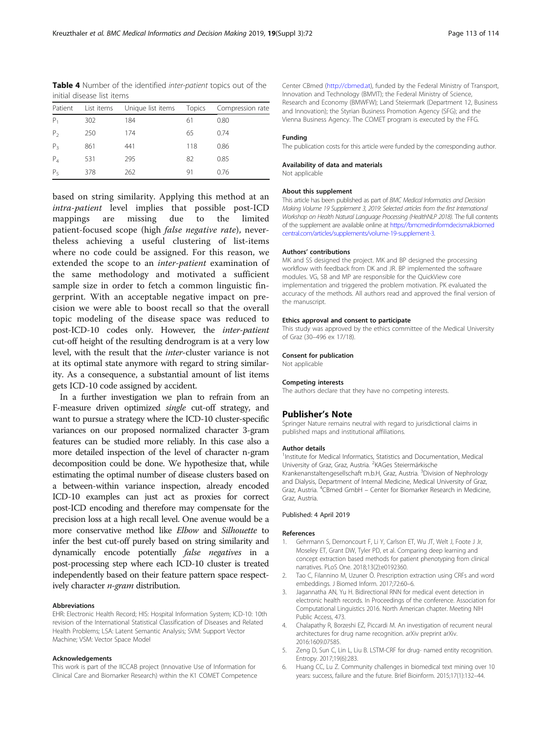**Table 4** Number of the identified *inter-patient* topics out of the initial disease list items

| Patient | List items | Unique list items | Topics | Compression rate |
|---|---|---|---|---|
| $P_1$ | 302 | 184 | 61 | 0.80 |
| $P_2$ | 250 | 174 | 65 | 0.74 |
| $P_3$ | 861 | 441 | 118 | 0.86 |
| $P_4$ | 531 | 295 | 82 | 0.85 |
| $P_5$ | 378 | 262 | 91 | 0.76 |

based on string similarity. Applying this method at an *intra-patient* level implies that possible post-ICD mappings are missing due to the limited patient-focused scope (high *false negative rate*), nevertheless achieving a useful clustering of list-items where no code could be assigned. For this reason, we extended the scope to an *inter-patient* examination of the same methodology and motivated a sufficient sample size in order to fetch a common linguistic fingerprint. With an acceptable negative impact on precision we were able to boost recall so that the overall topic modeling of the disease space was reduced to post-ICD-10 codes only. However, the *inter-patient* cut-off height of the resulting dendrogram is at a very low level, with the result that the *inter*-cluster variance is not at its optimal state anymore with regard to string similarity. As a consequence, a substantial amount of list items gets ICD-10 code assigned by accident.

In a further investigation we plan to refrain from an F-measure driven optimized *single* cut-off strategy, and want to pursue a strategy where the ICD-10 cluster-specific variances on our proposed normalized character 3-gram features can be studied more reliably. In this case also a more detailed inspection of the level of character n-gram decomposition could be done. We hypothesize that, while estimating the optimal number of disease clusters based on a between-within variance inspection, already encoded ICD-10 examples can just act as proxies for correct post-ICD encoding and therefore may compensate for the precision loss at a high recall level. One avenue would be a more conservative method like *Elbow* and *Silhouette* to infer the best cut-off purely based on string similarity and dynamically encode potentially *false negatives* in a post-processing step where each ICD-10 cluster is treated independently based on their feature pattern space respectively character *n-gram* distribution.

#### Abbreviations

EHR: Electronic Health Record; HIS: Hospital Information System; ICD-10: 10th revision of the International Statistical Classification of Diseases and Related Health Problems; LSA: Latent Semantic Analysis; SVM: Support Vector Machine; VSM: Vector Space Model

#### Acknowledgements

This work is part of the IICCAB project (Innovative Use of Information for Clinical Care and Biomarker Research) within the K1 COMET Competence Center CBmed (http://cbmed.at), funded by the Federal Ministry of Transport, Innovation and Technology (BMVIT); the Federal Ministry of Science, Research and Economy (BMWFW); Land Steiermark (Department 12, Business and Innovation); the Styrian Business Promotion Agency (SFG); and the Vienna Business Agency. The COMET program is executed by the FFG.

#### Funding

The publication costs for this article were funded by the corresponding author.

#### Availability of data and materials

Not applicable

#### About this supplement

This article has been published as part of *BMC Medical Informatics and Decision Making Volume 19 Supplement 3, 2019: Selected articles from the first International Workshop on Health Natural Language Processing (HealthNLP 2018).* The full contents of the supplement are available online at https://bmcmedinformdecismak.biomedcentral.com/articles/supplements/volume-19-supplement-3.

#### Authors' contributions

MK and SS designed the project. MK and BP designed the processing workflow with feedback from DK and JR. BP implemented the software modules. VG, SB and MP are responsible for the QuickView core implementation and triggered the problem motivation. PK evaluated the accuracy of the methods. All authors read and approved the final version of the manuscript.

#### Ethics approval and consent to participate

This study was approved by the ethics committee of the Medical University of Graz (30–496 ex 17/18).

#### Consent for publication

Not applicable

#### Competing interests

The authors declare that they have no competing interests.

## Publisher's Note

Springer Nature remains neutral with regard to jurisdictional claims in published maps and institutional affiliations.

#### Author details

[1]Institute for Medical Informatics, Statistics and Documentation, Medical University of Graz, Graz, Austria. [2]KAGes Steiermärkische Krankenanstaltengesellschaft m.b.H, Graz, Austria. [3]Division of Nephrology and Dialysis, Department of Internal Medicine, Medical University of Graz, Graz, Austria. [4]CBmed GmbH – Center for Biomarker Research in Medicine, Graz, Austria.

Published: 4 April 2019

#### References

1. Gehrmann S, Dernoncourt F, Li Y, Carlson ET, Wu JT, Welt J, Foote J Jr, Moseley ET, Grant DW, Tyler PD, et al. Comparing deep learning and concept extraction based methods for patient phenotyping from clinical narratives. PLoS One. 2018;13(2):e0192360.
2. Tao C, Filannino M, Uzuner Ö. Prescription extraction using CRFs and word embeddings. J Biomed Inform. 2017;72:60–6.
3. Jagannatha AN, Yu H. Bidirectional RNN for medical event detection in electronic health records. In Proceedings of the conference. Association for Computational Linguistics 2016. North American chapter. Meeting NIH Public Access, 473.
4. Chalapathy R, Borzeshi EZ, Piccardi M. An investigation of recurrent neural architectures for drug name recognition. arXiv preprint arXiv. 2016:1609.07585.
5. Zeng D, Sun C, Lin L, Liu B. LSTM-CRF for drug- named entity recognition. Entropy. 2017;19(6):283.
6. Huang CC, Lu Z. Community challenges in biomedical text mining over 10 years: success, failure and the future. Brief Bioinform. 2015;17(1):132–44.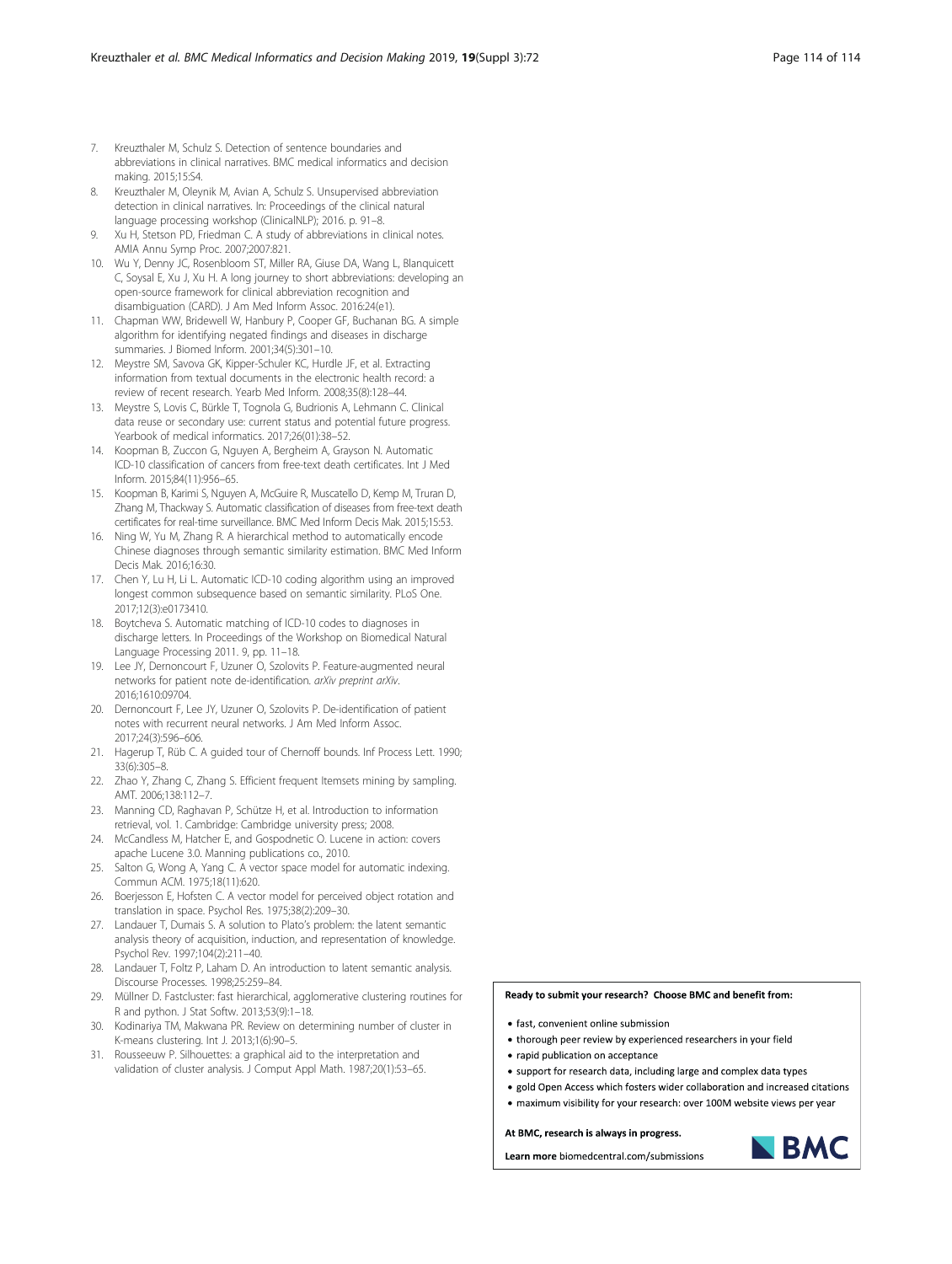7. Kreuzthaler M, Schulz S. Detection of sentence boundaries and abbreviations in clinical narratives. BMC medical informatics and decision making. 2015;15:S4.
8. Kreuzthaler M, Oleynik M, Avian A, Schulz S. Unsupervised abbreviation detection in clinical narratives. In: Proceedings of the clinical natural language processing workshop (ClinicalNLP); 2016. p. 91–8.
9. Xu H, Stetson PD, Friedman C. A study of abbreviations in clinical notes. AMIA Annu Symp Proc. 2007;2007:821.
10. Wu Y, Denny JC, Rosenbloom ST, Miller RA, Giuse DA, Wang L, Blanquicett C, Soysal E, Xu J, Xu H. A long journey to short abbreviations: developing an open-source framework for clinical abbreviation recognition and disambiguation (CARD). J Am Med Inform Assoc. 2016:24(e1).
11. Chapman WW, Bridewell W, Hanbury P, Cooper GF, Buchanan BG. A simple algorithm for identifying negated findings and diseases in discharge summaries. J Biomed Inform. 2001;34(5):301–10.
12. Meystre SM, Savova GK, Kipper-Schuler KC, Hurdle JF, et al. Extracting information from textual documents in the electronic health record: a review of recent research. Yearb Med Inform. 2008;35(8):128–44.
13. Meystre S, Lovis C, Bürkle T, Tognola G, Budrionis A, Lehmann C. Clinical data reuse or secondary use: current status and potential future progress. Yearbook of medical informatics. 2017;26(01):38–52.
14. Koopman B, Zuccon G, Nguyen A, Bergheim A, Grayson N. Automatic ICD-10 classification of cancers from free-text death certificates. Int J Med Inform. 2015;84(11):956–65.
15. Koopman B, Karimi S, Nguyen A, McGuire R, Muscatello D, Kemp M, Truran D, Zhang M, Thackway S. Automatic classification of diseases from free-text death certificates for real-time surveillance. BMC Med Inform Decis Mak. 2015;15:53.
16. Ning W, Yu M, Zhang R. A hierarchical method to automatically encode Chinese diagnoses through semantic similarity estimation. BMC Med Inform Decis Mak. 2016;16:30.
17. Chen Y, Lu H, Li L. Automatic ICD-10 coding algorithm using an improved longest common subsequence based on semantic similarity. PLoS One. 2017;12(3):e0173410.
18. Boytcheva S. Automatic matching of ICD-10 codes to diagnoses in discharge letters. In Proceedings of the Workshop on Biomedical Natural Language Processing 2011. 9, pp. 11–18.
19. Lee JY, Dernoncourt F, Uzuner O, Szolovits P. Feature-augmented neural networks for patient note de-identification. *arXiv preprint arXiv*. 2016;1610:09704.
20. Dernoncourt F, Lee JY, Uzuner O, Szolovits P. De-identification of patient notes with recurrent neural networks. J Am Med Inform Assoc. 2017;24(3):596–606.
21. Hagerup T, Rüb C. A guided tour of Chernoff bounds. Inf Process Lett. 1990; 33(6):305–8.
22. Zhao Y, Zhang C, Zhang S. Efficient frequent Itemsets mining by sampling. AMT. 2006;138:112–7.
23. Manning CD, Raghavan P, Schütze H, et al. Introduction to information retrieval, vol. 1. Cambridge: Cambridge university press; 2008.
24. McCandless M, Hatcher E, and Gospodnetic O. Lucene in action: covers apache Lucene 3.0. Manning publications co., 2010.
25. Salton G, Wong A, Yang C. A vector space model for automatic indexing. Commun ACM. 1975;18(11):620.
26. Boerjesson E, Hofsten C. A vector model for perceived object rotation and translation in space. Psychol Res. 1975;38(2):209–30.
27. Landauer T, Dumais S. A solution to Plato's problem: the latent semantic analysis theory of acquisition, induction, and representation of knowledge. Psychol Rev. 1997;104(2):211–40.
28. Landauer T, Foltz P, Laham D. An introduction to latent semantic analysis. Discourse Processes. 1998;25:259–84.
29. Müllner D. Fastcluster: fast hierarchical, agglomerative clustering routines for R and python. J Stat Softw. 2013;53(9):1–18.
30. Kodinariya TM, Makwana PR. Review on determining number of cluster in K-means clustering. Int J. 2013;1(6):90–5.
31. Rousseeuw P. Silhouettes: a graphical aid to the interpretation and validation of cluster analysis. J Comput Appl Math. 1987;20(1):53–65.

**Ready to submit your research? Choose BMC and benefit from:**

- fast, convenient online submission
- thorough peer review by experienced researchers in your field
- rapid publication on acceptance
- support for research data, including large and complex data types
- gold Open Access which fosters wider collaboration and increased citations
- maximum visibility for your research: over 100M website views per year

**At BMC, research is always in progress.**

**Learn more** biomedcentral.com/submissions

BMC